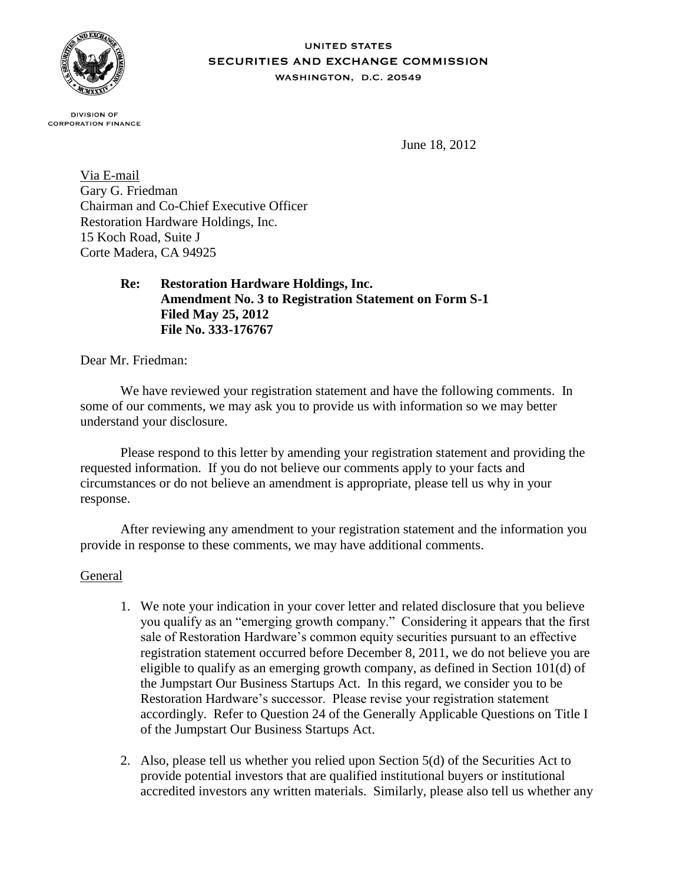UNITED STATES
SECURITIES AND EXCHANGE COMMISSION
WASHINGTON, D.C. 20549

DIVISION OF
CORPORATION FINANCE

June 18, 2012

Via E-mail
Gary G. Friedman
Chairman and Co-Chief Executive Officer
Restoration Hardware Holdings, Inc.
15 Koch Road, Suite J
Corte Madera, CA 94925

**Re: Restoration Hardware Holdings, Inc.**
**Amendment No. 3 to Registration Statement on Form S-1**
**Filed May 25, 2012**
**File No. 333-176767**

Dear Mr. Friedman:

We have reviewed your registration statement and have the following comments. In some of our comments, we may ask you to provide us with information so we may better understand your disclosure.

Please respond to this letter by amending your registration statement and providing the requested information. If you do not believe our comments apply to your facts and circumstances or do not believe an amendment is appropriate, please tell us why in your response.

After reviewing any amendment to your registration statement and the information you provide in response to these comments, we may have additional comments.

General

1. We note your indication in your cover letter and related disclosure that you believe you qualify as an "emerging growth company." Considering it appears that the first sale of Restoration Hardware's common equity securities pursuant to an effective registration statement occurred before December 8, 2011, we do not believe you are eligible to qualify as an emerging growth company, as defined in Section 101(d) of the Jumpstart Our Business Startups Act. In this regard, we consider you to be Restoration Hardware's successor. Please revise your registration statement accordingly. Refer to Question 24 of the Generally Applicable Questions on Title I of the Jumpstart Our Business Startups Act.

2. Also, please tell us whether you relied upon Section 5(d) of the Securities Act to provide potential investors that are qualified institutional buyers or institutional accredited investors any written materials. Similarly, please also tell us whether any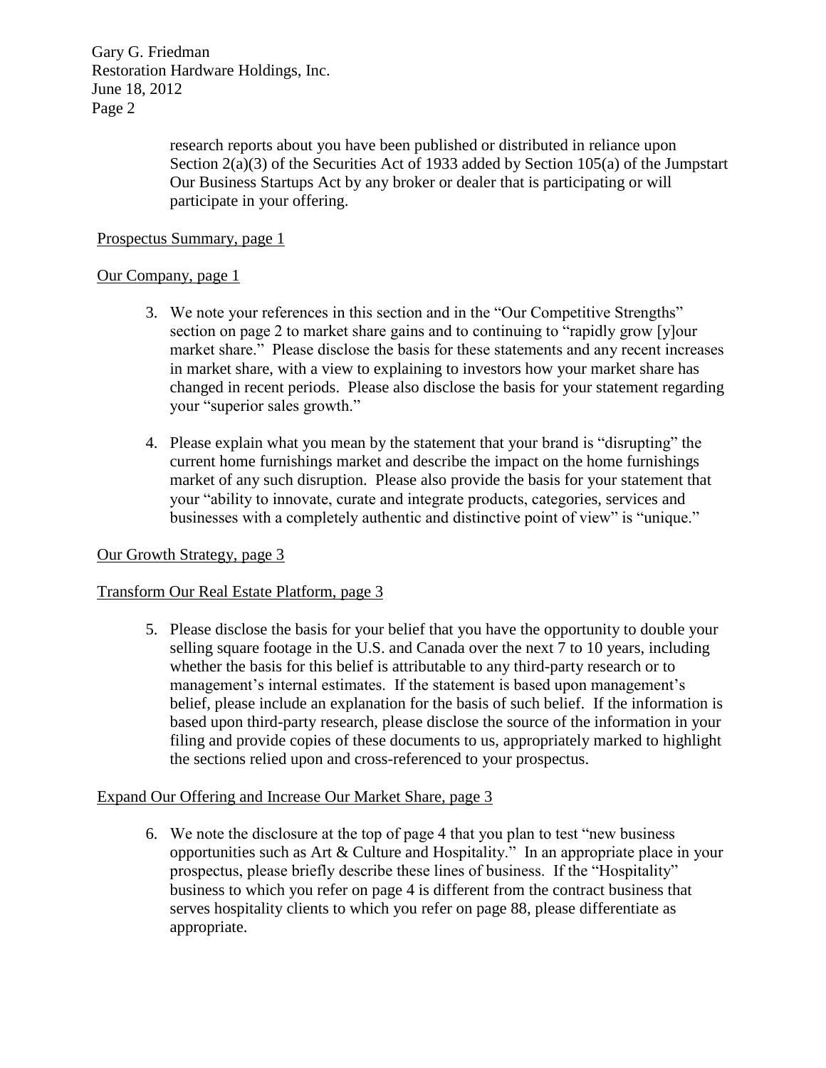research reports about you have been published or distributed in reliance upon Section 2(a)(3) of the Securities Act of 1933 added by Section 105(a) of the Jumpstart Our Business Startups Act by any broker or dealer that is participating or will participate in your offering.

Prospectus Summary, page 1

Our Company, page 1

3. We note your references in this section and in the "Our Competitive Strengths" section on page 2 to market share gains and to continuing to "rapidly grow [y]our market share." Please disclose the basis for these statements and any recent increases in market share, with a view to explaining to investors how your market share has changed in recent periods. Please also disclose the basis for your statement regarding your "superior sales growth."

4. Please explain what you mean by the statement that your brand is "disrupting" the current home furnishings market and describe the impact on the home furnishings market of any such disruption. Please also provide the basis for your statement that your "ability to innovate, curate and integrate products, categories, services and businesses with a completely authentic and distinctive point of view" is "unique."

Our Growth Strategy, page 3

Transform Our Real Estate Platform, page 3

5. Please disclose the basis for your belief that you have the opportunity to double your selling square footage in the U.S. and Canada over the next 7 to 10 years, including whether the basis for this belief is attributable to any third-party research or to management's internal estimates. If the statement is based upon management's belief, please include an explanation for the basis of such belief. If the information is based upon third-party research, please disclose the source of the information in your filing and provide copies of these documents to us, appropriately marked to highlight the sections relied upon and cross-referenced to your prospectus.

Expand Our Offering and Increase Our Market Share, page 3

6. We note the disclosure at the top of page 4 that you plan to test "new business opportunities such as Art & Culture and Hospitality." In an appropriate place in your prospectus, please briefly describe these lines of business. If the "Hospitality" business to which you refer on page 4 is different from the contract business that serves hospitality clients to which you refer on page 88, please differentiate as appropriate.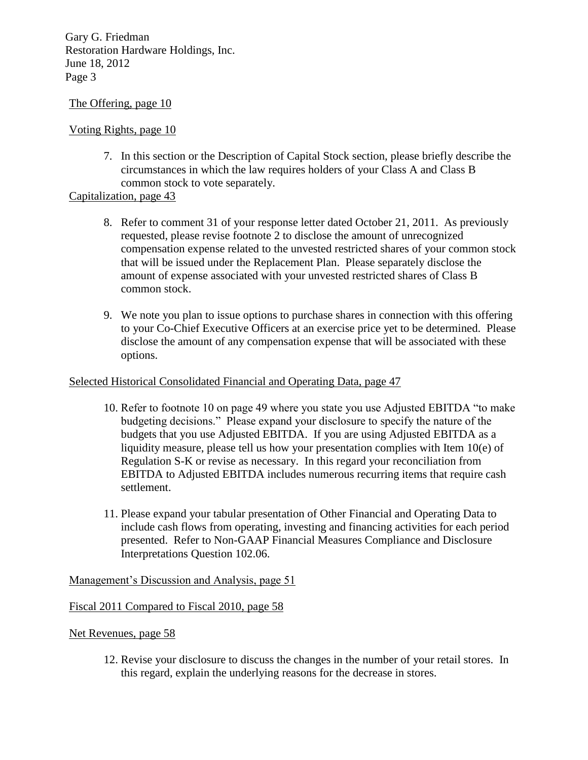The Offering, page 10

Voting Rights, page 10

7. In this section or the Description of Capital Stock section, please briefly describe the circumstances in which the law requires holders of your Class A and Class B common stock to vote separately.

Capitalization, page 43

8. Refer to comment 31 of your response letter dated October 21, 2011. As previously requested, please revise footnote 2 to disclose the amount of unrecognized compensation expense related to the unvested restricted shares of your common stock that will be issued under the Replacement Plan. Please separately disclose the amount of expense associated with your unvested restricted shares of Class B common stock.

9. We note you plan to issue options to purchase shares in connection with this offering to your Co-Chief Executive Officers at an exercise price yet to be determined. Please disclose the amount of any compensation expense that will be associated with these options.

Selected Historical Consolidated Financial and Operating Data, page 47

10. Refer to footnote 10 on page 49 where you state you use Adjusted EBITDA "to make budgeting decisions." Please expand your disclosure to specify the nature of the budgets that you use Adjusted EBITDA. If you are using Adjusted EBITDA as a liquidity measure, please tell us how your presentation complies with Item 10(e) of Regulation S-K or revise as necessary. In this regard your reconciliation from EBITDA to Adjusted EBITDA includes numerous recurring items that require cash settlement.

11. Please expand your tabular presentation of Other Financial and Operating Data to include cash flows from operating, investing and financing activities for each period presented. Refer to Non-GAAP Financial Measures Compliance and Disclosure Interpretations Question 102.06.

Management's Discussion and Analysis, page 51

Fiscal 2011 Compared to Fiscal 2010, page 58

Net Revenues, page 58

12. Revise your disclosure to discuss the changes in the number of your retail stores. In this regard, explain the underlying reasons for the decrease in stores.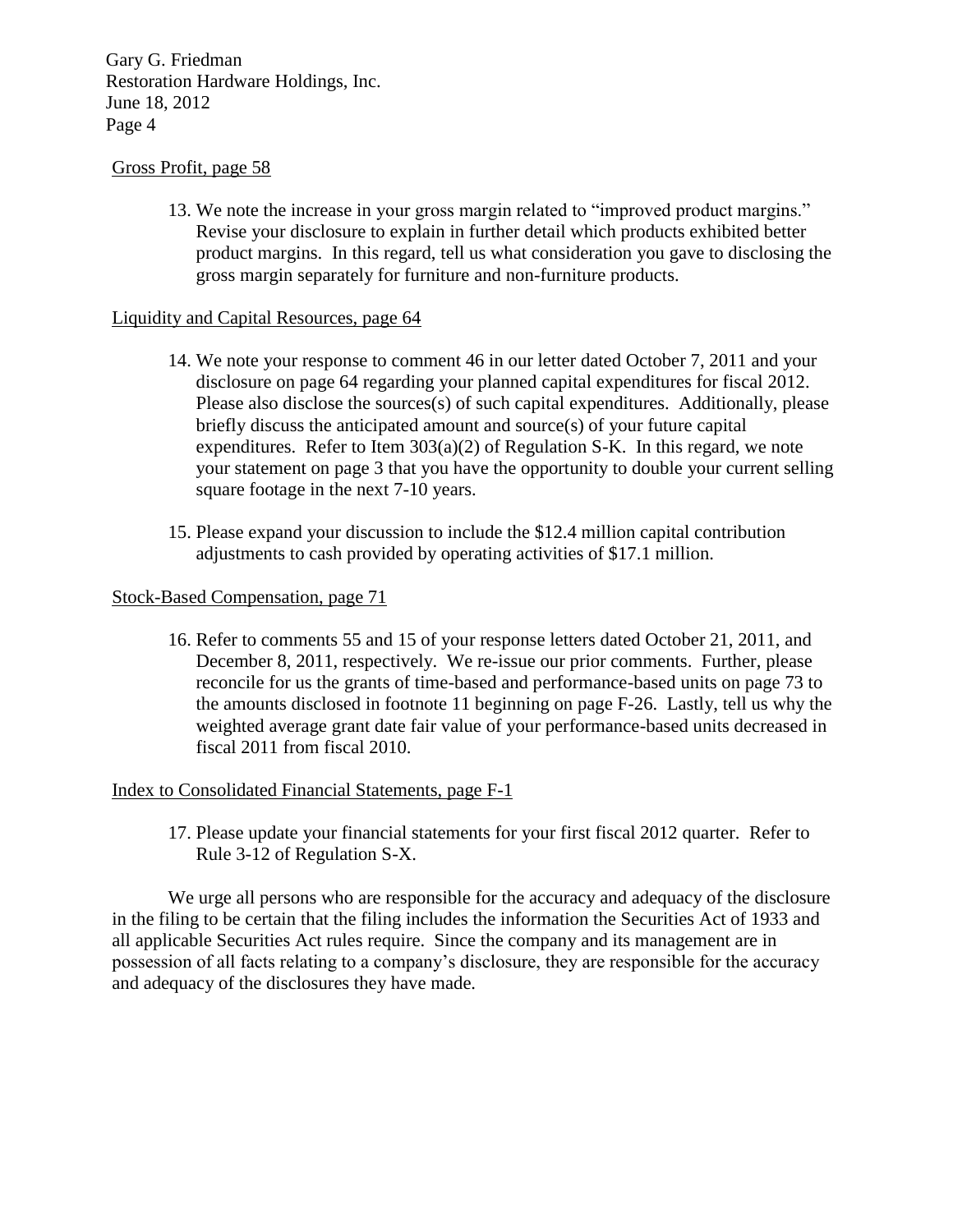Gross Profit, page 58

13. We note the increase in your gross margin related to "improved product margins." Revise your disclosure to explain in further detail which products exhibited better product margins. In this regard, tell us what consideration you gave to disclosing the gross margin separately for furniture and non-furniture products.

Liquidity and Capital Resources, page 64

14. We note your response to comment 46 in our letter dated October 7, 2011 and your disclosure on page 64 regarding your planned capital expenditures for fiscal 2012. Please also disclose the sources(s) of such capital expenditures. Additionally, please briefly discuss the anticipated amount and source(s) of your future capital expenditures. Refer to Item 303(a)(2) of Regulation S-K. In this regard, we note your statement on page 3 that you have the opportunity to double your current selling square footage in the next 7-10 years.

15. Please expand your discussion to include the \$12.4 million capital contribution adjustments to cash provided by operating activities of \$17.1 million.

Stock-Based Compensation, page 71

16. Refer to comments 55 and 15 of your response letters dated October 21, 2011, and December 8, 2011, respectively. We re-issue our prior comments. Further, please reconcile for us the grants of time-based and performance-based units on page 73 to the amounts disclosed in footnote 11 beginning on page F-26. Lastly, tell us why the weighted average grant date fair value of your performance-based units decreased in fiscal 2011 from fiscal 2010.

Index to Consolidated Financial Statements, page F-1

17. Please update your financial statements for your first fiscal 2012 quarter. Refer to Rule 3-12 of Regulation S-X.

We urge all persons who are responsible for the accuracy and adequacy of the disclosure in the filing to be certain that the filing includes the information the Securities Act of 1933 and all applicable Securities Act rules require. Since the company and its management are in possession of all facts relating to a company's disclosure, they are responsible for the accuracy and adequacy of the disclosures they have made.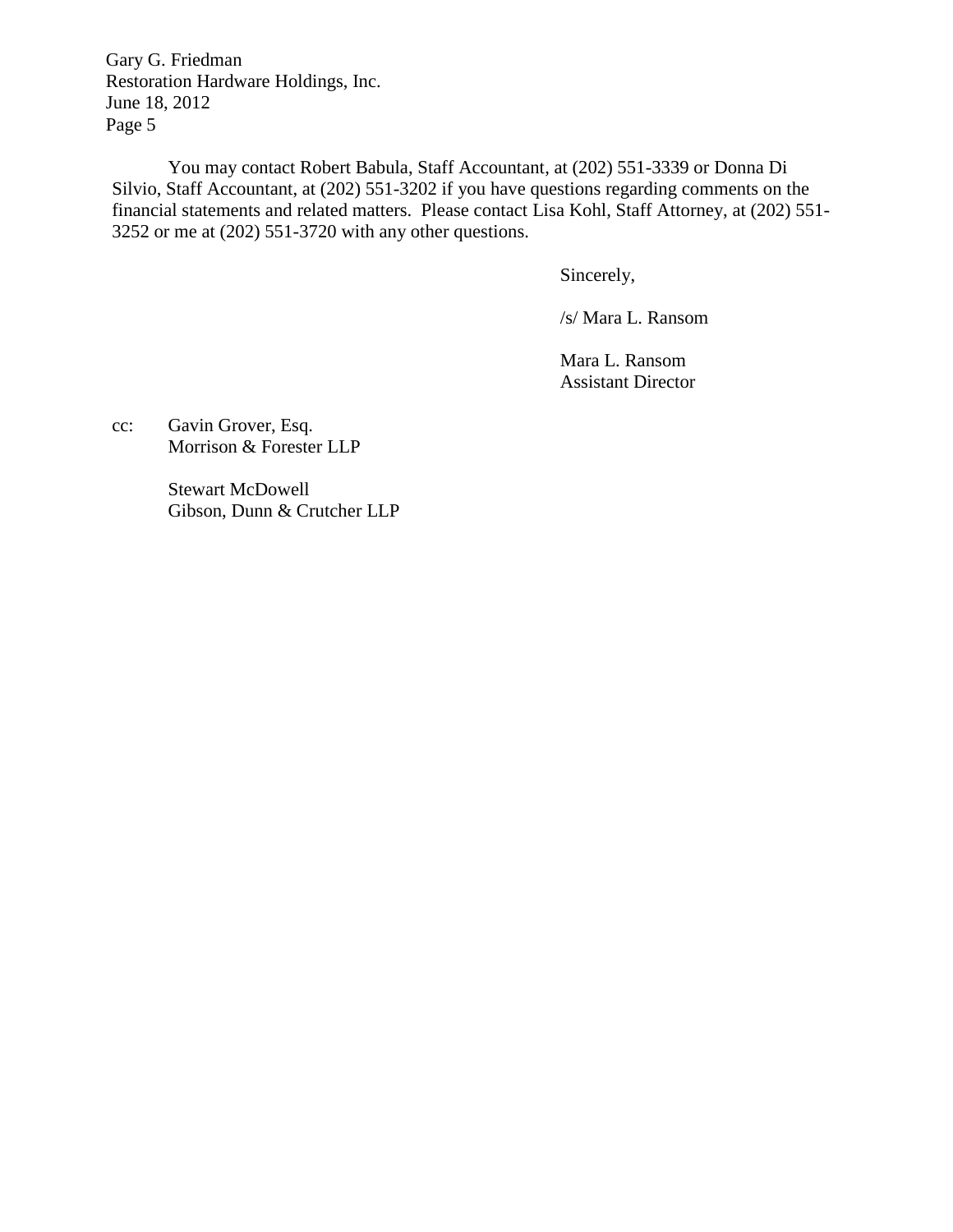You may contact Robert Babula, Staff Accountant, at (202) 551-3339 or Donna Di Silvio, Staff Accountant, at (202) 551-3202 if you have questions regarding comments on the financial statements and related matters. Please contact Lisa Kohl, Staff Attorney, at (202) 551-3252 or me at (202) 551-3720 with any other questions.

Sincerely,

/s/ Mara L. Ransom

Mara L. Ransom
Assistant Director

cc: Gavin Grover, Esq.
Morrison & Forester LLP

Stewart McDowell
Gibson, Dunn & Crutcher LLP